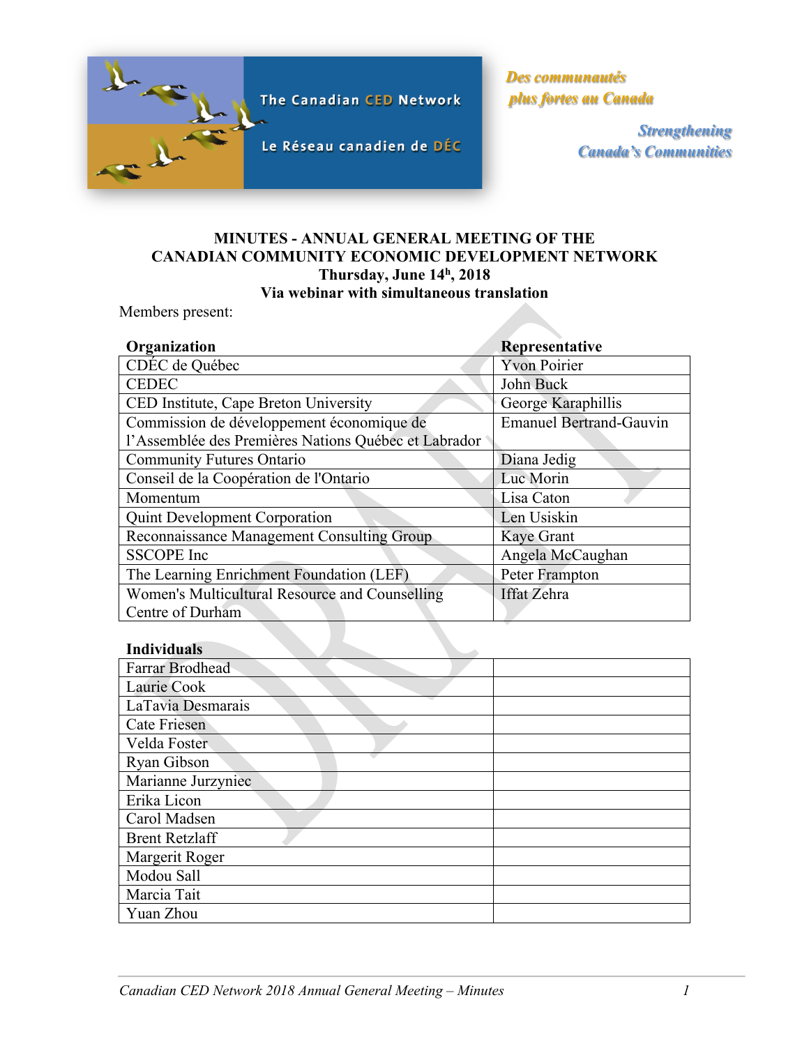The Canadian CED Network

Le Réseau canadien de DÉC

*Des communautés plus fortes au Canada*

*Strengthening Canada's Communities*

**MINUTES - ANNUAL GENERAL MEETING OF THE CANADIAN COMMUNITY ECONOMIC DEVELOPMENT NETWORK**
**Thursday, June 14h, 2018**
**Via webinar with simultaneous translation**

Members present:

| Organization | Representative |
|---|---|
| CDÉC de Québec | Yvon Poirier |
| CEDEC | John Buck |
| CED Institute, Cape Breton University | George Karaphillis |
| Commission de développement économique de l'Assemblée des Premières Nations Québec et Labrador | Emanuel Bertrand-Gauvin |
| Community Futures Ontario | Diana Jedig |
| Conseil de la Coopération de l'Ontario | Luc Morin |
| Momentum | Lisa Caton |
| Quint Development Corporation | Len Usiskin |
| Reconnaissance Management Consulting Group | Kaye Grant |
| SSCOPE Inc | Angela McCaughan |
| The Learning Enrichment Foundation (LEF) | Peter Frampton |
| Women's Multicultural Resource and Counselling Centre of Durham | Iffat Zehra |

| Individuals | |
|---|---|
| Farrar Brodhead | |
| Laurie Cook | |
| LaTavia Desmarais | |
| Cate Friesen | |
| Velda Foster | |
| Ryan Gibson | |
| Marianne Jurzyniec | |
| Erika Licon | |
| Carol Madsen | |
| Brent Retzlaff | |
| Margerit Roger | |
| Modou Sall | |
| Marcia Tait | |
| Yuan Zhou | |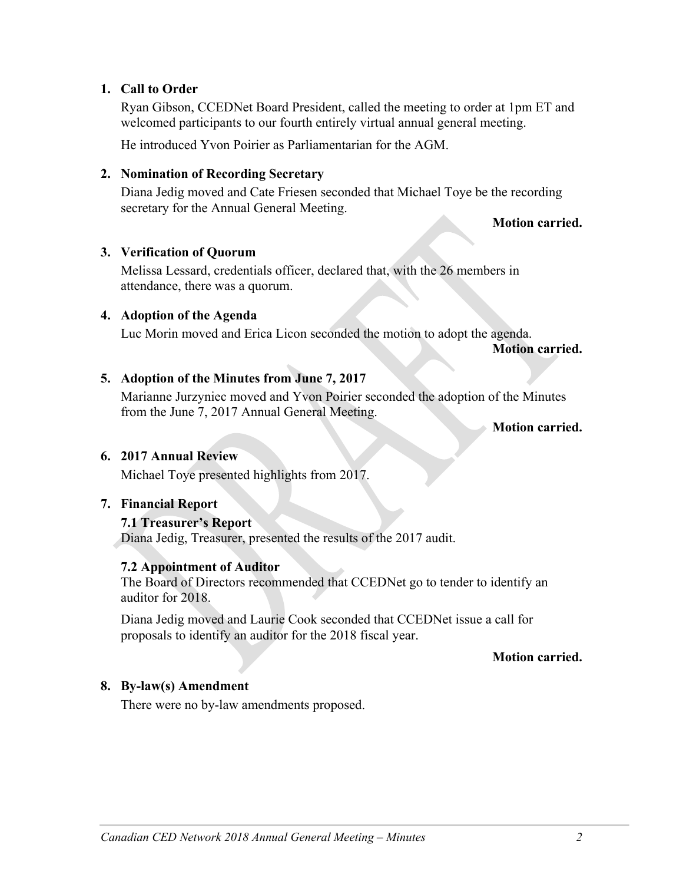1. **Call to Order**

   Ryan Gibson, CCEDNet Board President, called the meeting to order at 1pm ET and welcomed participants to our fourth entirely virtual annual general meeting.

   He introduced Yvon Poirier as Parliamentarian for the AGM.

2. **Nomination of Recording Secretary**

   Diana Jedig moved and Cate Friesen seconded that Michael Toye be the recording secretary for the Annual General Meeting.

   **Motion carried.**

3. **Verification of Quorum**

   Melissa Lessard, credentials officer, declared that, with the 26 members in attendance, there was a quorum.

4. **Adoption of the Agenda**

   Luc Morin moved and Erica Licon seconded the motion to adopt the agenda.

   **Motion carried.**

5. **Adoption of the Minutes from June 7, 2017**

   Marianne Jurzyniec moved and Yvon Poirier seconded the adoption of the Minutes from the June 7, 2017 Annual General Meeting.

   **Motion carried.**

6. **2017 Annual Review**

   Michael Toye presented highlights from 2017.

7. **Financial Report**

   **7.1 Treasurer's Report**

   Diana Jedig, Treasurer, presented the results of the 2017 audit.

   **7.2 Appointment of Auditor**

   The Board of Directors recommended that CCEDNet go to tender to identify an auditor for 2018.

   Diana Jedig moved and Laurie Cook seconded that CCEDNet issue a call for proposals to identify an auditor for the 2018 fiscal year.

   **Motion carried.**

8. **By-law(s) Amendment**

   There were no by-law amendments proposed.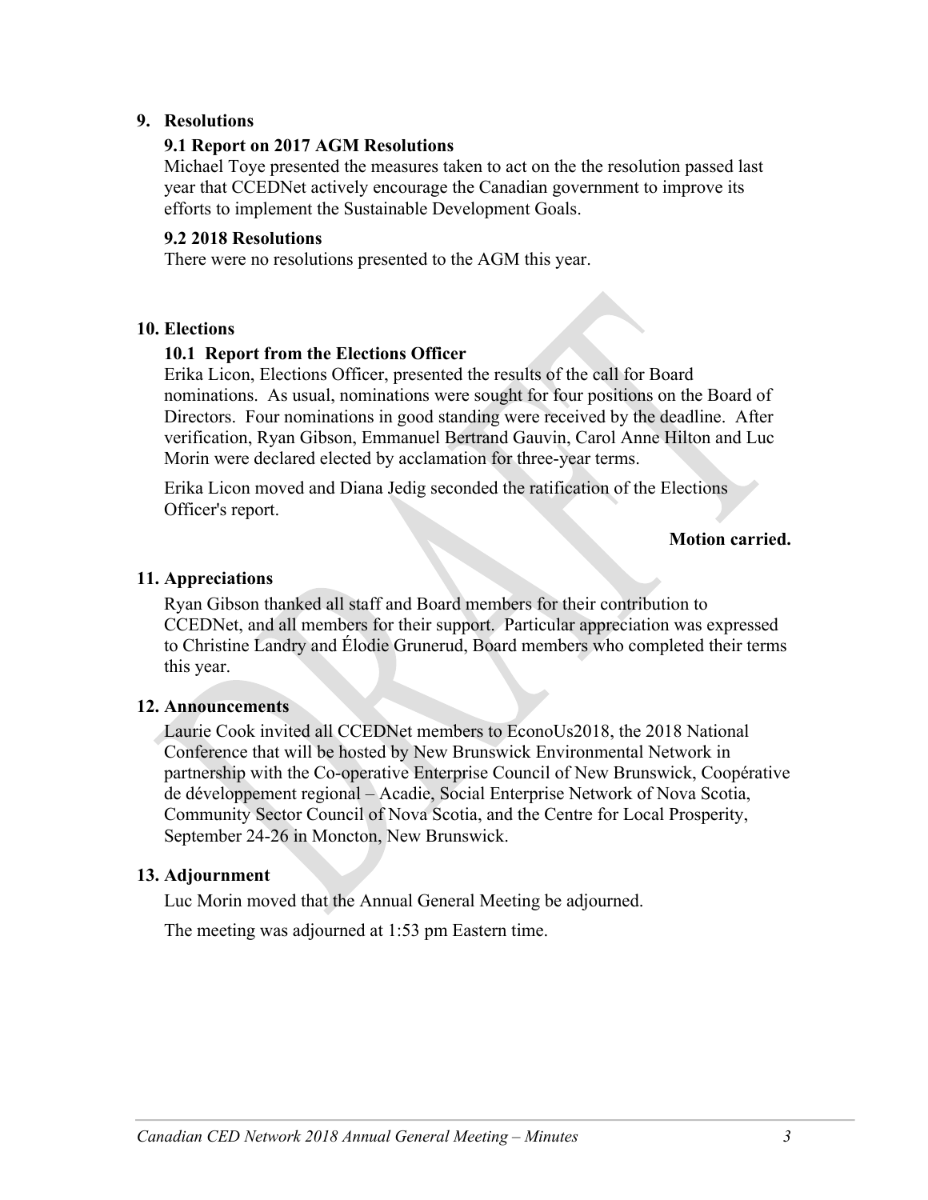## 9. Resolutions

### 9.1 Report on 2017 AGM Resolutions

Michael Toye presented the measures taken to act on the the resolution passed last year that CCEDNet actively encourage the Canadian government to improve its efforts to implement the Sustainable Development Goals.

### 9.2 2018 Resolutions

There were no resolutions presented to the AGM this year.

## 10. Elections

### 10.1 Report from the Elections Officer

Erika Licon, Elections Officer, presented the results of the call for Board nominations. As usual, nominations were sought for four positions on the Board of Directors. Four nominations in good standing were received by the deadline. After verification, Ryan Gibson, Emmanuel Bertrand Gauvin, Carol Anne Hilton and Luc Morin were declared elected by acclamation for three-year terms.

Erika Licon moved and Diana Jedig seconded the ratification of the Elections Officer's report.

**Motion carried.**

## 11. Appreciations

Ryan Gibson thanked all staff and Board members for their contribution to CCEDNet, and all members for their support. Particular appreciation was expressed to Christine Landry and Élodie Grunerud, Board members who completed their terms this year.

## 12. Announcements

Laurie Cook invited all CCEDNet members to EconoUs2018, the 2018 National Conference that will be hosted by New Brunswick Environmental Network in partnership with the Co-operative Enterprise Council of New Brunswick, Coopérative de développement regional – Acadie, Social Enterprise Network of Nova Scotia, Community Sector Council of Nova Scotia, and the Centre for Local Prosperity, September 24-26 in Moncton, New Brunswick.

## 13. Adjournment

Luc Morin moved that the Annual General Meeting be adjourned.

The meeting was adjourned at 1:53 pm Eastern time.